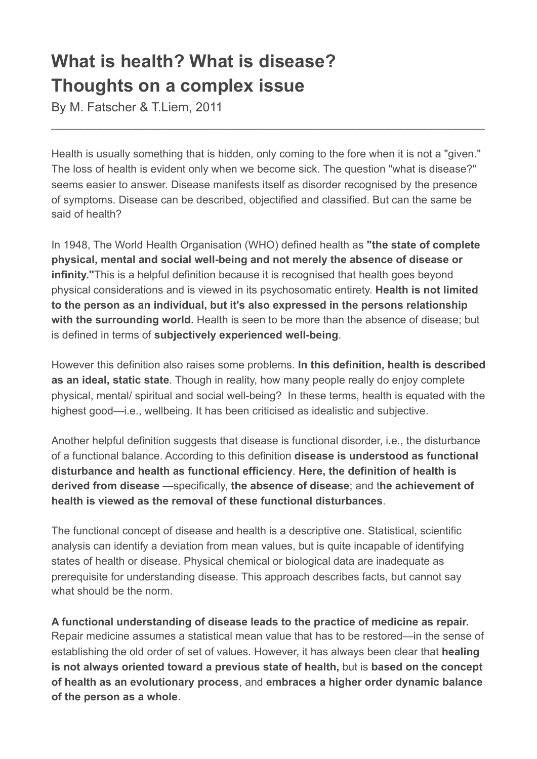# What is health? What is disease? Thoughts on a complex issue

By M. Fatscher & T.Liem, 2011

---

Health is usually something that is hidden, only coming to the fore when it is not a "given." The loss of health is evident only when we become sick. The question "what is disease?" seems easier to answer. Disease manifests itself as disorder recognised by the presence of symptoms. Disease can be described, objectified and classified. But can the same be said of health?

In 1948, The World Health Organisation (WHO) defined health as **"the state of complete physical, mental and social well-being and not merely the absence of disease or infinity."** This is a helpful definition because it is recognised that health goes beyond physical considerations and is viewed in its psychosomatic entirety. **Health is not limited to the person as an individual, but it's also expressed in the persons relationship with the surrounding world.** Health is seen to be more than the absence of disease; but is defined in terms of **subjectively experienced well-being**.

However this definition also raises some problems. **In this definition, health is described as an ideal, static state**. Though in reality, how many people really do enjoy complete physical, mental/ spiritual and social well-being? In these terms, health is equated with the highest good—i.e., wellbeing. It has been criticised as idealistic and subjective.

Another helpful definition suggests that disease is functional disorder, i.e., the disturbance of a functional balance. According to this definition **disease is understood as functional disturbance and health as functional efficiency**. **Here, the definition of health is derived from disease** —specifically, **the absence of disease**; and t**he achievement of health is viewed as the removal of these functional disturbances**.

The functional concept of disease and health is a descriptive one. Statistical, scientific analysis can identify a deviation from mean values, but is quite incapable of identifying states of health or disease. Physical chemical or biological data are inadequate as prerequisite for understanding disease. This approach describes facts, but cannot say what should be the norm.

**A functional understanding of disease leads to the practice of medicine as repair.** Repair medicine assumes a statistical mean value that has to be restored—in the sense of establishing the old order of set of values. However, it has always been clear that **healing is not always oriented toward a previous state of health,** but is **based on the concept of health as an evolutionary process**, and **embraces a higher order dynamic balance of the person as a whole**.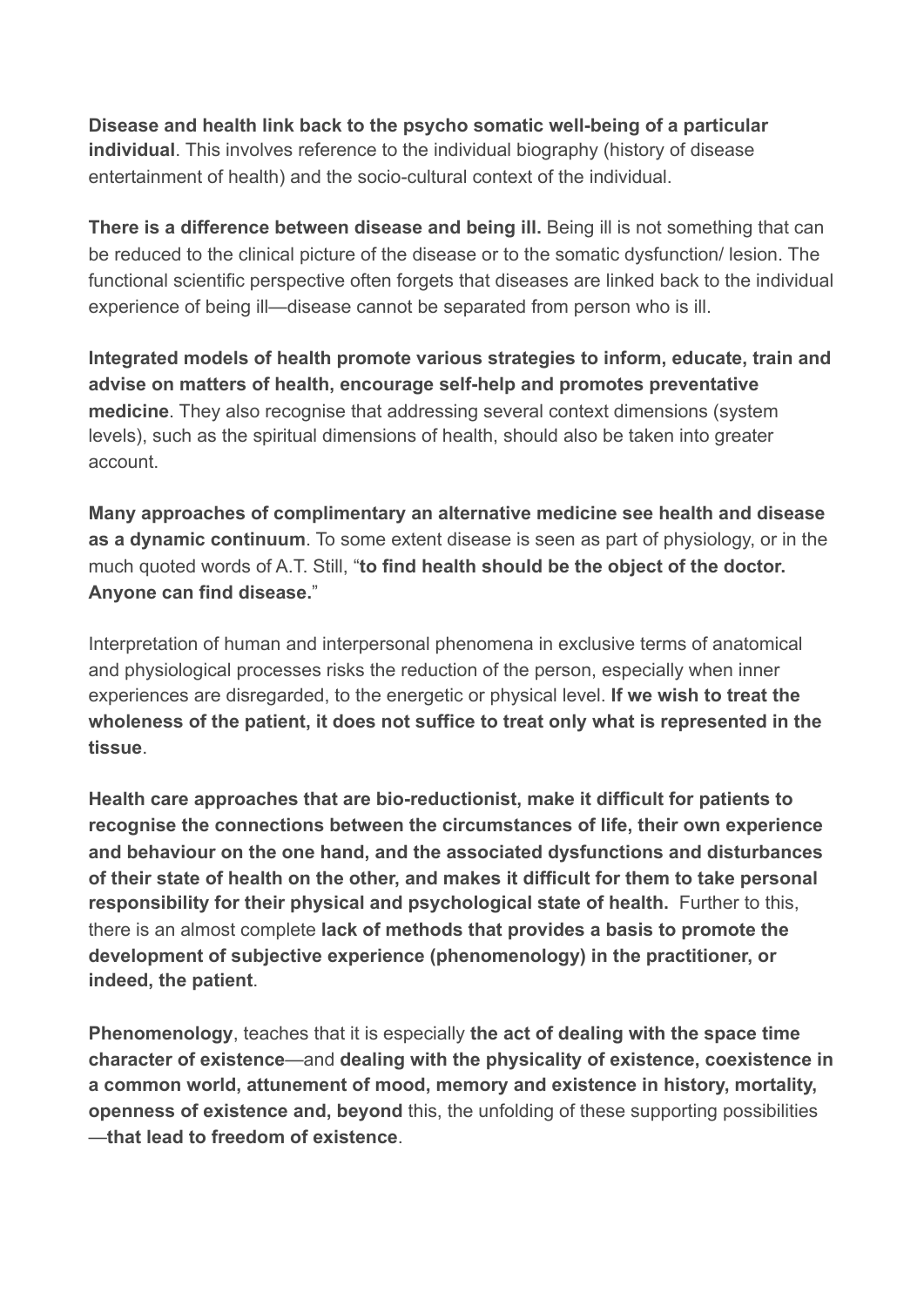**Disease and health link back to the psycho somatic well-being of a particular individual**. This involves reference to the individual biography (history of disease entertainment of health) and the socio-cultural context of the individual.

**There is a difference between disease and being ill.** Being ill is not something that can be reduced to the clinical picture of the disease or to the somatic dysfunction/ lesion. The functional scientific perspective often forgets that diseases are linked back to the individual experience of being ill—disease cannot be separated from person who is ill.

**Integrated models of health promote various strategies to inform, educate, train and advise on matters of health, encourage self-help and promotes preventative medicine**. They also recognise that addressing several context dimensions (system levels), such as the spiritual dimensions of health, should also be taken into greater account.

**Many approaches of complimentary an alternative medicine see health and disease as a dynamic continuum**. To some extent disease is seen as part of physiology, or in the much quoted words of A.T. Still, "**to find health should be the object of the doctor. Anyone can find disease.**"

Interpretation of human and interpersonal phenomena in exclusive terms of anatomical and physiological processes risks the reduction of the person, especially when inner experiences are disregarded, to the energetic or physical level. **If we wish to treat the wholeness of the patient, it does not suffice to treat only what is represented in the tissue**.

**Health care approaches that are bio-reductionist, make it difficult for patients to recognise the connections between the circumstances of life, their own experience and behaviour on the one hand, and the associated dysfunctions and disturbances of their state of health on the other, and makes it difficult for them to take personal responsibility for their physical and psychological state of health.** Further to this, there is an almost complete **lack of methods that provides a basis to promote the development of subjective experience (phenomenology) in the practitioner, or indeed, the patient**.

**Phenomenology**, teaches that it is especially **the act of dealing with the space time character of existence**—and **dealing with the physicality of existence, coexistence in a common world, attunement of mood, memory and existence in history, mortality, openness of existence and, beyond** this, the unfolding of these supporting possibilities—**that lead to freedom of existence**.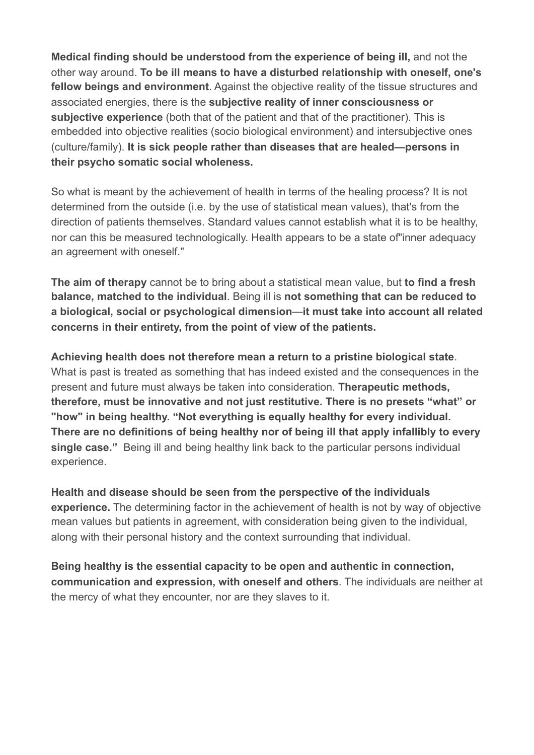**Medical finding should be understood from the experience of being ill,** and not the other way around. **To be ill means to have a disturbed relationship with oneself, one's fellow beings and environment**. Against the objective reality of the tissue structures and associated energies, there is the **subjective reality of inner consciousness or subjective experience** (both that of the patient and that of the practitioner). This is embedded into objective realities (socio biological environment) and intersubjective ones (culture/family). **It is sick people rather than diseases that are healed—persons in their psycho somatic social wholeness.**

So what is meant by the achievement of health in terms of the healing process? It is not determined from the outside (i.e. by the use of statistical mean values), that's from the direction of patients themselves. Standard values cannot establish what it is to be healthy, nor can this be measured technologically. Health appears to be a state of"inner adequacy an agreement with oneself."

**The aim of therapy** cannot be to bring about a statistical mean value, but **to find a fresh balance, matched to the individual**. Being ill is **not something that can be reduced to a biological, social or psychological dimension**—**it must take into account all related concerns in their entirety, from the point of view of the patients.**

**Achieving health does not therefore mean a return to a pristine biological state**. What is past is treated as something that has indeed existed and the consequences in the present and future must always be taken into consideration. **Therapeutic methods, therefore, must be innovative and not just restitutive. There is no presets "what" or "how" in being healthy. "Not everything is equally healthy for every individual. There are no definitions of being healthy nor of being ill that apply infallibly to every single case."** Being ill and being healthy link back to the particular persons individual experience.

**Health and disease should be seen from the perspective of the individuals experience.** The determining factor in the achievement of health is not by way of objective mean values but patients in agreement, with consideration being given to the individual, along with their personal history and the context surrounding that individual.

**Being healthy is the essential capacity to be open and authentic in connection, communication and expression, with oneself and others**. The individuals are neither at the mercy of what they encounter, nor are they slaves to it.